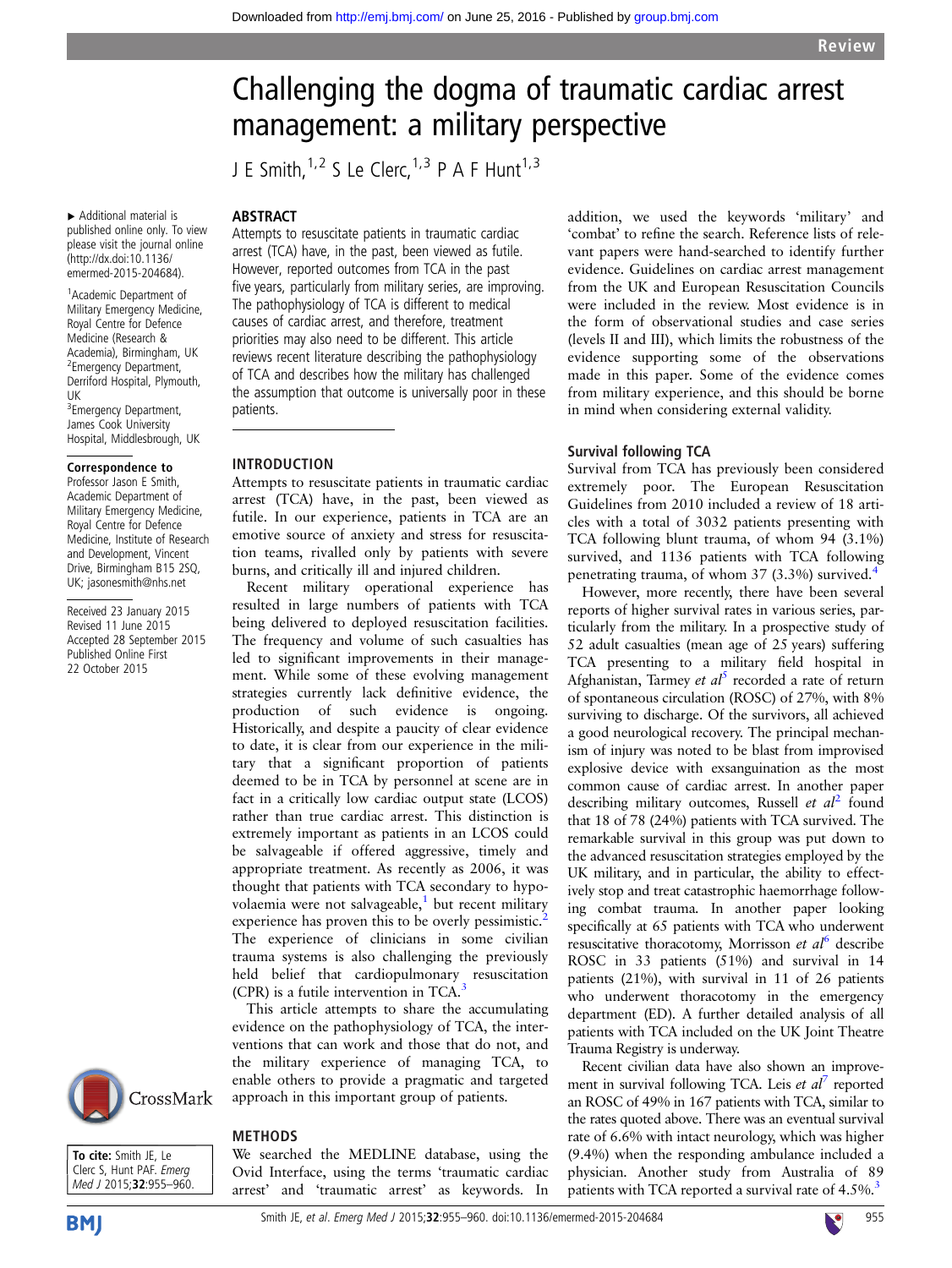# Challenging the dogma of traumatic cardiac arrest management: a military perspective

J E Smith,[1,2] S Le Clerc,[1,3] P A F Hunt[1,3]

▸ Additional material is published online only. To view please visit the journal online (http://dx.doi.org/10.1136/emermed-2015-204684).

[1]Academic Department of Military Emergency Medicine, Royal Centre for Defence Medicine (Research & Academia), Birmingham, UK
[2]Emergency Department, Derriford Hospital, Plymouth, UK
[3]Emergency Department, James Cook University Hospital, Middlesbrough, UK

**Correspondence to**
Professor Jason E Smith, Academic Department of Military Emergency Medicine, Royal Centre for Defence Medicine, Institute of Research and Development, Vincent Drive, Birmingham B15 2SQ, UK; jasonesmith@nhs.net

Received 23 January 2015
Revised 11 June 2015
Accepted 28 September 2015
Published Online First 22 October 2015

**To cite:** Smith JE, Le Clerc S, Hunt PAF. *Emerg Med J* 2015;**32**:955–960.

## ABSTRACT

Attempts to resuscitate patients in traumatic cardiac arrest (TCA) have, in the past, been viewed as futile. However, reported outcomes from TCA in the past five years, particularly from military series, are improving. The pathophysiology of TCA is different to medical causes of cardiac arrest, and therefore, treatment priorities may also need to be different. This article reviews recent literature describing the pathophysiology of TCA and describes how the military has challenged the assumption that outcome is universally poor in these patients.

## INTRODUCTION

Attempts to resuscitate patients in traumatic cardiac arrest (TCA) have, in the past, been viewed as futile. In our experience, patients in TCA are an emotive source of anxiety and stress for resuscitation teams, rivalled only by patients with severe burns, and critically ill and injured children.

Recent military operational experience has resulted in large numbers of patients with TCA being delivered to deployed resuscitation facilities. The frequency and volume of such casualties has led to significant improvements in their management. While some of these evolving management strategies currently lack definitive evidence, the production of such evidence is ongoing. Historically, and despite a paucity of clear evidence to date, it is clear from our experience in the military that a significant proportion of patients deemed to be in TCA by personnel at scene are in fact in a critically low cardiac output state (LCOS) rather than true cardiac arrest. This distinction is extremely important as patients in an LCOS could be salvageable if offered aggressive, timely and appropriate treatment. As recently as 2006, it was thought that patients with TCA secondary to hypovolaemia were not salvageable,[1] but recent military experience has proven this to be overly pessimistic.[2] The experience of clinicians in some civilian trauma systems is also challenging the previously held belief that cardiopulmonary resuscitation (CPR) is a futile intervention in TCA.[3]

This article attempts to share the accumulating evidence on the pathophysiology of TCA, the interventions that can work and those that do not, and the military experience of managing TCA, to enable others to provide a pragmatic and targeted approach in this important group of patients.

## METHODS

We searched the MEDLINE database, using the Ovid Interface, using the terms 'traumatic cardiac arrest' and 'traumatic arrest' as keywords. In addition, we used the keywords 'military' and 'combat' to refine the search. Reference lists of relevant papers were hand-searched to identify further evidence. Guidelines on cardiac arrest management from the UK and European Resuscitation Councils were included in the review. Most evidence is in the form of observational studies and case series (levels II and III), which limits the robustness of the evidence supporting some of the observations made in this paper. Some of the evidence comes from military experience, and this should be borne in mind when considering external validity.

### Survival following TCA

Survival from TCA has previously been considered extremely poor. The European Resuscitation Guidelines from 2010 included a review of 18 articles with a total of 3032 patients presenting with TCA following blunt trauma, of whom 94 (3.1%) survived, and 1136 patients with TCA following penetrating trauma, of whom 37 (3.3%) survived.[4]

However, more recently, there have been several reports of higher survival rates in various series, particularly from the military. In a prospective study of 52 adult casualties (mean age of 25 years) suffering TCA presenting to a military field hospital in Afghanistan, Tarmey *et al*[5] recorded a rate of return of spontaneous circulation (ROSC) of 27%, with 8% surviving to discharge. Of the survivors, all achieved a good neurological recovery. The principal mechanism of injury was noted to be blast from improvised explosive device with exsanguination as the most common cause of cardiac arrest. In another paper describing military outcomes, Russell *et al*[2] found that 18 of 78 (24%) patients with TCA survived. The remarkable survival in this group was put down to the advanced resuscitation strategies employed by the UK military, and in particular, the ability to effectively stop and treat catastrophic haemorrhage following combat trauma. In another paper looking specifically at 65 patients with TCA who underwent resuscitative thoracotomy, Morrisson *et al*[6] describe ROSC in 33 patients (51%) and survival in 14 patients (21%), with survival in 11 of 26 patients who underwent thoracotomy in the emergency department (ED). A further detailed analysis of all patients with TCA included on the UK Joint Theatre Trauma Registry is underway.

Recent civilian data have also shown an improvement in survival following TCA. Leis *et al*[7] reported an ROSC of 49% in 167 patients with TCA, similar to the rates quoted above. There was an eventual survival rate of 6.6% with intact neurology, which was higher (9.4%) when the responding ambulance included a physician. Another study from Australia of 89 patients with TCA reported a survival rate of 4.5%.[3]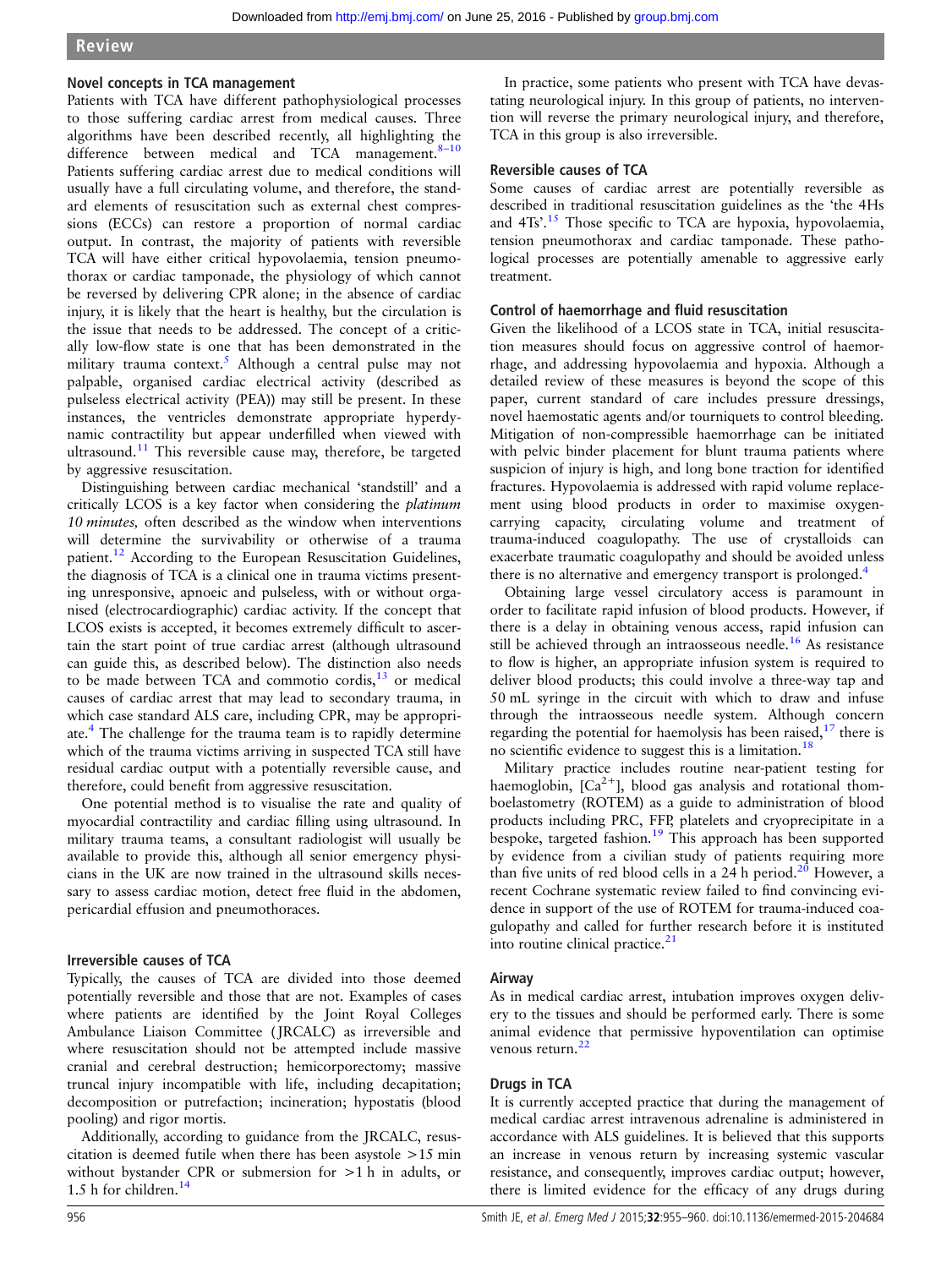## Novel concepts in TCA management

Patients with TCA have different pathophysiological processes to those suffering cardiac arrest from medical causes. Three algorithms have been described recently, all highlighting the difference between medical and TCA management.[8–10] Patients suffering cardiac arrest due to medical conditions will usually have a full circulating volume, and therefore, the standard elements of resuscitation such as external chest compressions (ECCs) can restore a proportion of normal cardiac output. In contrast, the majority of patients with reversible TCA will have either critical hypovolaemia, tension pneumothorax or cardiac tamponade, the physiology of which cannot be reversed by delivering CPR alone; in the absence of cardiac injury, it is likely that the heart is healthy, but the circulation is the issue that needs to be addressed. The concept of a critically low-flow state is one that has been demonstrated in the military trauma context.[5] Although a central pulse may not palpable, organised cardiac electrical activity (described as pulseless electrical activity (PEA)) may still be present. In these instances, the ventricles demonstrate appropriate hyperdynamic contractility but appear underfilled when viewed with ultrasound.[11] This reversible cause may, therefore, be targeted by aggressive resuscitation.

Distinguishing between cardiac mechanical 'standstill' and a critically LCOS is a key factor when considering the *platinum 10 minutes,* often described as the window when interventions will determine the survivability or otherwise of a trauma patient.[12] According to the European Resuscitation Guidelines, the diagnosis of TCA is a clinical one in trauma victims presenting unresponsive, apnoeic and pulseless, with or without organised (electrocardiographic) cardiac activity. If the concept that LCOS exists is accepted, it becomes extremely difficult to ascertain the start point of true cardiac arrest (although ultrasound can guide this, as described below). The distinction also needs to be made between TCA and commotio cordis,[13] or medical causes of cardiac arrest that may lead to secondary trauma, in which case standard ALS care, including CPR, may be appropriate.[4] The challenge for the trauma team is to rapidly determine which of the trauma victims arriving in suspected TCA still have residual cardiac output with a potentially reversible cause, and therefore, could benefit from aggressive resuscitation.

One potential method is to visualise the rate and quality of myocardial contractility and cardiac filling using ultrasound. In military trauma teams, a consultant radiologist will usually be available to provide this, although all senior emergency physicians in the UK are now trained in the ultrasound skills necessary to assess cardiac motion, detect free fluid in the abdomen, pericardial effusion and pneumothoraces.

## Irreversible causes of TCA

Typically, the causes of TCA are divided into those deemed potentially reversible and those that are not. Examples of cases where patients are identified by the Joint Royal Colleges Ambulance Liaison Committee (JRCALC) as irreversible and where resuscitation should not be attempted include massive cranial and cerebral destruction; hemicorporectomy; massive truncal injury incompatible with life, including decapitation; decomposition or putrefaction; incineration; hypostatis (blood pooling) and rigor mortis.

Additionally, according to guidance from the JRCALC, resuscitation is deemed futile when there has been asystole >15 min without bystander CPR or submersion for >1 h in adults, or 1.5 h for children.[14]

In practice, some patients who present with TCA have devastating neurological injury. In this group of patients, no intervention will reverse the primary neurological injury, and therefore, TCA in this group is also irreversible.

## Reversible causes of TCA

Some causes of cardiac arrest are potentially reversible as described in traditional resuscitation guidelines as the 'the 4Hs and 4Ts'.[15] Those specific to TCA are hypoxia, hypovolaemia, tension pneumothorax and cardiac tamponade. These pathological processes are potentially amenable to aggressive early treatment.

## Control of haemorrhage and fluid resuscitation

Given the likelihood of a LCOS state in TCA, initial resuscitation measures should focus on aggressive control of haemorrhage, and addressing hypovolaemia and hypoxia. Although a detailed review of these measures is beyond the scope of this paper, current standard of care includes pressure dressings, novel haemostatic agents and/or tourniquets to control bleeding. Mitigation of non-compressible haemorrhage can be initiated with pelvic binder placement for blunt trauma patients where suspicion of injury is high, and long bone traction for identified fractures. Hypovolaemia is addressed with rapid volume replacement using blood products in order to maximise oxygen-carrying capacity, circulating volume and treatment of trauma-induced coagulopathy. The use of crystalloids can exacerbate traumatic coagulopathy and should be avoided unless there is no alternative and emergency transport is prolonged.[4]

Obtaining large vessel circulatory access is paramount in order to facilitate rapid infusion of blood products. However, if there is a delay in obtaining venous access, rapid infusion can still be achieved through an intraosseous needle.[16] As resistance to flow is higher, an appropriate infusion system is required to deliver blood products; this could involve a three-way tap and 50 mL syringe in the circuit with which to draw and infuse through the intraosseous needle system. Although concern regarding the potential for haemolysis has been raised,[17] there is no scientific evidence to suggest this is a limitation.[18]

Military practice includes routine near-patient testing for haemoglobin, [$Ca^{2+}$], blood gas analysis and rotational thromboelastometry (ROTEM) as a guide to administration of blood products including PRC, FFP, platelets and cryoprecipitate in a bespoke, targeted fashion.[19] This approach has been supported by evidence from a civilian study of patients requiring more than five units of red blood cells in a 24 h period.[20] However, a recent Cochrane systematic review failed to find convincing evidence in support of the use of ROTEM for trauma-induced coagulopathy and called for further research before it is instituted into routine clinical practice.[21]

## Airway

As in medical cardiac arrest, intubation improves oxygen delivery to the tissues and should be performed early. There is some animal evidence that permissive hypoventilation can optimise venous return.[22]

## Drugs in TCA

It is currently accepted practice that during the management of medical cardiac arrest intravenous adrenaline is administered in accordance with ALS guidelines. It is believed that this supports an increase in venous return by increasing systemic vascular resistance, and consequently, improves cardiac output; however, there is limited evidence for the efficacy of any drugs during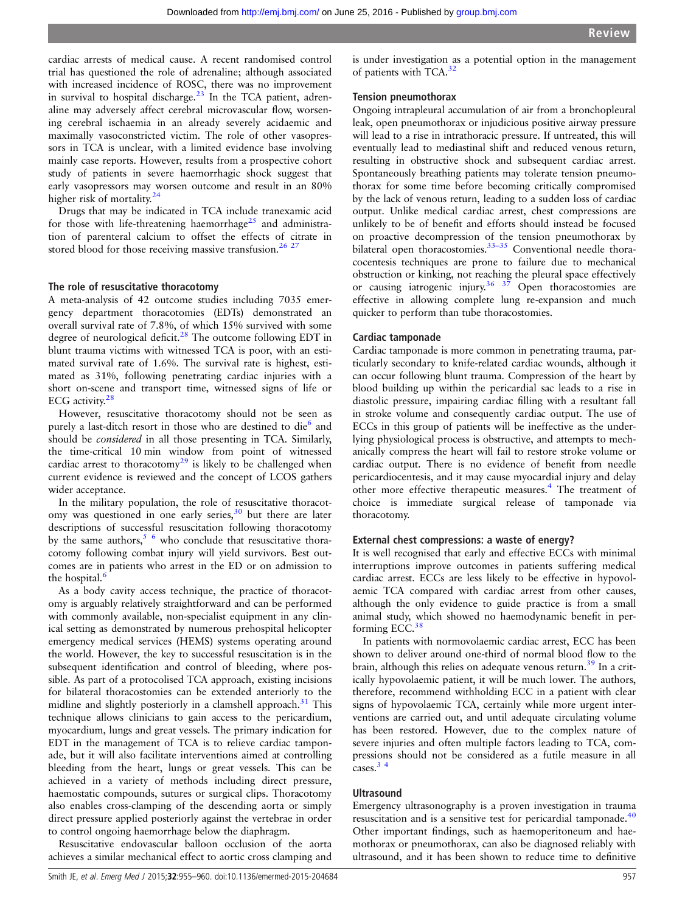cardiac arrests of medical cause. A recent randomised control trial has questioned the role of adrenaline; although associated with increased incidence of ROSC, there was no improvement in survival to hospital discharge.[23] In the TCA patient, adrenaline may adversely affect cerebral microvascular flow, worsening cerebral ischaemia in an already severely acidaemic and maximally vasoconstricted victim. The role of other vasopressors in TCA is unclear, with a limited evidence base involving mainly case reports. However, results from a prospective cohort study of patients in severe haemorrhagic shock suggest that early vasopressors may worsen outcome and result in an 80% higher risk of mortality.[24]

Drugs that may be indicated in TCA include tranexamic acid for those with life-threatening haemorrhage[25] and administration of parenteral calcium to offset the effects of citrate in stored blood for those receiving massive transfusion.[26 27]

### The role of resuscitative thoracotomy

A meta-analysis of 42 outcome studies including 7035 emergency department thoracotomies (EDTs) demonstrated an overall survival rate of 7.8%, of which 15% survived with some degree of neurological deficit.[28] The outcome following EDT in blunt trauma victims with witnessed TCA is poor, with an estimated survival rate of 1.6%. The survival rate is highest, estimated as 31%, following penetrating cardiac injuries with a short on-scene and transport time, witnessed signs of life or ECG activity.[28]

However, resuscitative thoracotomy should not be seen as purely a last-ditch resort in those who are destined to die[6] and should be *considered* in all those presenting in TCA. Similarly, the time-critical 10 min window from point of witnessed cardiac arrest to thoracotomy[29] is likely to be challenged when current evidence is reviewed and the concept of LCOS gathers wider acceptance.

In the military population, the role of resuscitative thoracotomy was questioned in one early series,[30] but there are later descriptions of successful resuscitation following thoracotomy by the same authors,[5 6] who conclude that resuscitative thoracotomy following combat injury will yield survivors. Best outcomes are in patients who arrest in the ED or on admission to the hospital.[6]

As a body cavity access technique, the practice of thoracotomy is arguably relatively straightforward and can be performed with commonly available, non-specialist equipment in any clinical setting as demonstrated by numerous prehospital helicopter emergency medical services (HEMS) systems operating around the world. However, the key to successful resuscitation is in the subsequent identification and control of bleeding, where possible. As part of a protocolised TCA approach, existing incisions for bilateral thoracostomies can be extended anteriorly to the midline and slightly posteriorly in a clamshell approach.[31] This technique allows clinicians to gain access to the pericardium, myocardium, lungs and great vessels. The primary indication for EDT in the management of TCA is to relieve cardiac tamponade, but it will also facilitate interventions aimed at controlling bleeding from the heart, lungs or great vessels. This can be achieved in a variety of methods including direct pressure, haemostatic compounds, sutures or surgical clips. Thoracotomy also enables cross-clamping of the descending aorta or simply direct pressure applied posteriorly against the vertebrae in order to control ongoing haemorrhage below the diaphragm.

Resuscitative endovascular balloon occlusion of the aorta achieves a similar mechanical effect to aortic cross clamping and is under investigation as a potential option in the management of patients with TCA.[32]

### Tension pneumothorax

Ongoing intrapleural accumulation of air from a bronchopleural leak, open pneumothorax or injudicious positive airway pressure will lead to a rise in intrathoracic pressure. If untreated, this will eventually lead to mediastinal shift and reduced venous return, resulting in obstructive shock and subsequent cardiac arrest. Spontaneously breathing patients may tolerate tension pneumothorax for some time before becoming critically compromised by the lack of venous return, leading to a sudden loss of cardiac output. Unlike medical cardiac arrest, chest compressions are unlikely to be of benefit and efforts should instead be focused on proactive decompression of the tension pneumothorax by bilateral open thoracostomies.[33–35] Conventional needle thoracocentesis techniques are prone to failure due to mechanical obstruction or kinking, not reaching the pleural space effectively or causing iatrogenic injury.[36 37] Open thoracostomies are effective in allowing complete lung re-expansion and much quicker to perform than tube thoracostomies.

### Cardiac tamponade

Cardiac tamponade is more common in penetrating trauma, particularly secondary to knife-related cardiac wounds, although it can occur following blunt trauma. Compression of the heart by blood building up within the pericardial sac leads to a rise in diastolic pressure, impairing cardiac filling with a resultant fall in stroke volume and consequently cardiac output. The use of ECCs in this group of patients will be ineffective as the underlying physiological process is obstructive, and attempts to mechanically compress the heart will fail to restore stroke volume or cardiac output. There is no evidence of benefit from needle pericardiocentesis, and it may cause myocardial injury and delay other more effective therapeutic measures.[4] The treatment of choice is immediate surgical release of tamponade via thoracotomy.

### External chest compressions: a waste of energy?

It is well recognised that early and effective ECCs with minimal interruptions improve outcomes in patients suffering medical cardiac arrest. ECCs are less likely to be effective in hypovolaemic TCA compared with cardiac arrest from other causes, although the only evidence to guide practice is from a small animal study, which showed no haemodynamic benefit in performing ECC.[38]

In patients with normovolaemic cardiac arrest, ECC has been shown to deliver around one-third of normal blood flow to the brain, although this relies on adequate venous return.[39] In a critically hypovolaemic patient, it will be much lower. The authors, therefore, recommend withholding ECC in a patient with clear signs of hypovolaemic TCA, certainly while more urgent interventions are carried out, and until adequate circulating volume has been restored. However, due to the complex nature of severe injuries and often multiple factors leading to TCA, compressions should not be considered as a futile measure in all cases.[3 4]

### Ultrasound

Emergency ultrasonography is a proven investigation in trauma resuscitation and is a sensitive test for pericardial tamponade.[40] Other important findings, such as haemoperitoneum and haemothorax or pneumothorax, can also be diagnosed reliably with ultrasound, and it has been shown to reduce time to definitive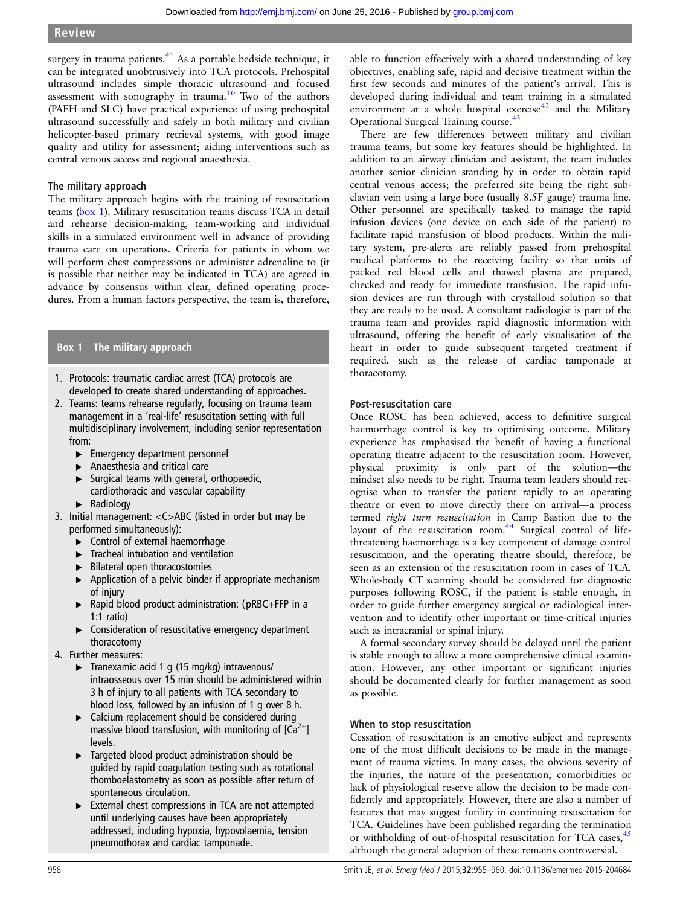surgery in trauma patients.[41] As a portable bedside technique, it can be integrated unobtrusively into TCA protocols. Prehospital ultrasound includes simple thoracic ultrasound and focused assessment with sonography in trauma.[10] Two of the authors (PAFH and SLC) have practical experience of using prehospital ultrasound successfully and safely in both military and civilian helicopter-based primary retrieval systems, with good image quality and utility for assessment; aiding interventions such as central venous access and regional anaesthesia.

### The military approach

The military approach begins with the training of resuscitation teams (box 1). Military resuscitation teams discuss TCA in detail and rehearse decision-making, team-working and individual skills in a simulated environment well in advance of providing trauma care on operations. Criteria for patients in whom we will perform chest compressions or administer adrenaline to (it is possible that neither may be indicated in TCA) are agreed in advance by consensus within clear, defined operating procedures. From a human factors perspective, the team is, therefore, able to function effectively with a shared understanding of key objectives, enabling safe, rapid and decisive treatment within the first few seconds and minutes of the patient's arrival. This is developed during individual and team training in a simulated environment at a whole hospital exercise[42] and the Military Operational Surgical Training course.[43]

There are few differences between military and civilian trauma teams, but some key features should be highlighted. In addition to an airway clinician and assistant, the team includes another senior clinician standing by in order to obtain rapid central venous access; the preferred site being the right subclavian vein using a large bore (usually 8.5F gauge) trauma line. Other personnel are specifically tasked to manage the rapid infusion devices (one device on each side of the patient) to facilitate rapid transfusion of blood products. Within the military system, pre-alerts are reliably passed from prehospital medical platforms to the receiving facility so that units of packed red blood cells and thawed plasma are prepared, checked and ready for immediate transfusion. The rapid infusion devices are run through with crystalloid solution so that they are ready to be used. A consultant radiologist is part of the trauma team and provides rapid diagnostic information with ultrasound, offering the benefit of early visualisation of the heart in order to guide subsequent targeted treatment if required, such as the release of cardiac tamponade at thoracotomy.

**Box 1 The military approach**

1. Protocols: traumatic cardiac arrest (TCA) protocols are developed to create shared understanding of approaches.
2. Teams: teams rehearse regularly, focusing on trauma team management in a 'real-life' resuscitation setting with full multidisciplinary involvement, including senior representation from:
   - Emergency department personnel
   - Anaesthesia and critical care
   - Surgical teams with general, orthopaedic, cardiothoracic and vascular capability
   - Radiology
3. Initial management: <C>ABC (listed in order but may be performed simultaneously):
   - Control of external haemorrhage
   - Tracheal intubation and ventilation
   - Bilateral open thoracostomies
   - Application of a pelvic binder if appropriate mechanism of injury
   - Rapid blood product administration: (pRBC+FFP in a 1:1 ratio)
   - Consideration of resuscitative emergency department thoracotomy
4. Further measures:
   - Tranexamic acid 1 g (15 mg/kg) intravenous/intraosseous over 15 min should be administered within 3 h of injury to all patients with TCA secondary to blood loss, followed by an infusion of 1 g over 8 h.
   - Calcium replacement should be considered during massive blood transfusion, with monitoring of [$Ca^{2+}$] levels.
   - Targeted blood product administration should be guided by rapid coagulation testing such as rotational thomboelastometry as soon as possible after return of spontaneous circulation.
   - External chest compressions in TCA are not attempted until underlying causes have been appropriately addressed, including hypoxia, hypovolaemia, tension pneumothorax and cardiac tamponade.

### Post-resuscitation care

Once ROSC has been achieved, access to definitive surgical haemorrhage control is key to optimising outcome. Military experience has emphasised the benefit of having a functional operating theatre adjacent to the resuscitation room. However, physical proximity is only part of the solution—the mindset also needs to be right. Trauma team leaders should recognise when to transfer the patient rapidly to an operating theatre or even to move directly there on arrival—a process termed *right turn resuscitation* in Camp Bastion due to the layout of the resuscitation room.[44] Surgical control of life-threatening haemorrhage is a key component of damage control resuscitation, and the operating theatre should, therefore, be seen as an extension of the resuscitation room in cases of TCA. Whole-body CT scanning should be considered for diagnostic purposes following ROSC, if the patient is stable enough, in order to guide further emergency surgical or radiological intervention and to identify other important or time-critical injuries such as intracranial or spinal injury.

A formal secondary survey should be delayed until the patient is stable enough to allow a more comprehensive clinical examination. However, any other important or significant injuries should be documented clearly for further management as soon as possible.

### When to stop resuscitation

Cessation of resuscitation is an emotive subject and represents one of the most difficult decisions to be made in the management of trauma victims. In many cases, the obvious severity of the injuries, the nature of the presentation, comorbidities or lack of physiological reserve allow the decision to be made confidently and appropriately. However, there are also a number of features that may suggest futility in continuing resuscitation for TCA. Guidelines have been published regarding the termination or withholding of out-of-hospital resuscitation for TCA cases,[45] although the general adoption of these remains controversial.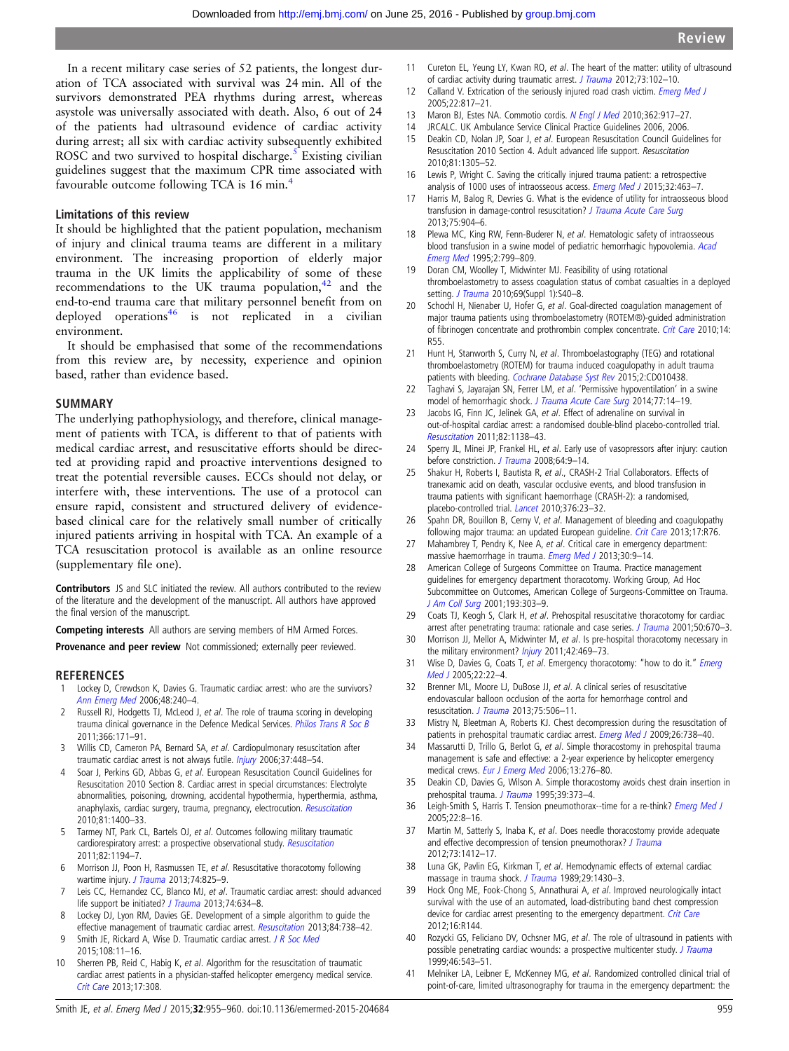In a recent military case series of 52 patients, the longest duration of TCA associated with survival was 24 min. All of the survivors demonstrated PEA rhythms during arrest, whereas asystole was universally associated with death. Also, 6 out of 24 of the patients had ultrasound evidence of cardiac activity during arrest; all six with cardiac activity subsequently exhibited ROSC and two survived to hospital discharge.[5] Existing civilian guidelines suggest that the maximum CPR time associated with favourable outcome following TCA is 16 min.[4]

### Limitations of this review

It should be highlighted that the patient population, mechanism of injury and clinical trauma teams are different in a military environment. The increasing proportion of elderly major trauma in the UK limits the applicability of some of these recommendations to the UK trauma population,[42] and the end-to-end trauma care that military personnel benefit from on deployed operations[46] is not replicated in a civilian environment.

It should be emphasised that some of the recommendations from this review are, by necessity, experience and opinion based, rather than evidence based.

## SUMMARY

The underlying pathophysiology, and therefore, clinical management of patients with TCA, is different to that of patients with medical cardiac arrest, and resuscitative efforts should be directed at providing rapid and proactive interventions designed to treat the potential reversible causes. ECCs should not delay, or interfere with, these interventions. The use of a protocol can ensure rapid, consistent and structured delivery of evidence-based clinical care for the relatively small number of critically injured patients arriving in hospital with TCA. An example of a TCA resuscitation protocol is available as an online resource (supplementary file one).

**Contributors** JS and SLC initiated the review. All authors contributed to the review of the literature and the development of the manuscript. All authors have approved the final version of the manuscript.

**Competing interests** All authors are serving members of HM Armed Forces.

**Provenance and peer review** Not commissioned; externally peer reviewed.

## REFERENCES

1. Lockey D, Crewdson K, Davies G. Traumatic cardiac arrest: who are the survivors? *Ann Emerg Med* 2006;48:240–4.
2. Russell RJ, Hodgetts TJ, McLeod J, *et al*. The role of trauma scoring in developing trauma clinical governance in the Defence Medical Services. *Philos Trans R Soc B* 2011;366:171–91.
3. Willis CD, Cameron PA, Bernard SA, *et al*. Cardiopulmonary resuscitation after traumatic cardiac arrest is not always futile. *Injury* 2006;37:448–54.
4. Soar J, Perkins GD, Abbas G, *et al*. European Resuscitation Council Guidelines for Resuscitation 2010 Section 8. Cardiac arrest in special circumstances: Electrolyte abnormalities, poisoning, drowning, accidental hypothermia, hyperthermia, asthma, anaphylaxis, cardiac surgery, trauma, pregnancy, electrocution. *Resuscitation* 2010;81:1400–33.
5. Tarmey NT, Park CL, Bartels OJ, *et al*. Outcomes following military traumatic cardiorespiratory arrest: a prospective observational study. *Resuscitation* 2011;82:1194–7.
6. Morrison JJ, Poon H, Rasmussen TE, *et al*. Resuscitative thoracotomy following wartime injury. *J Trauma* 2013;74:825–9.
7. Leis CC, Hernandez CC, Blanco MJ, *et al*. Traumatic cardiac arrest: should advanced life support be initiated? *J Trauma* 2013;74:634–8.
8. Lockey DJ, Lyon RM, Davies GE. Development of a simple algorithm to guide the effective management of traumatic cardiac arrest. *Resuscitation* 2013;84:738–42.
9. Smith JE, Rickard A, Wise D. Traumatic cardiac arrest. *J R Soc Med* 2015;108:11–16.
10. Sherren PB, Reid C, Habig K, *et al*. Algorithm for the resuscitation of traumatic cardiac arrest patients in a physician-staffed helicopter emergency medical service. *Crit Care* 2013;17:308.
11. Cureton EL, Yeung LY, Kwan RO, *et al*. The heart of the matter: utility of ultrasound of cardiac activity during traumatic arrest. *J Trauma* 2012;73:102–10.
12. Calland V. Extrication of the seriously injured road crash victim. *Emerg Med J* 2005;22:817–21.
13. Maron BJ, Estes NA. Commotio cordis. *N Engl J Med* 2010;362:917–27.
14. JRCALC. UK Ambulance Service Clinical Practice Guidelines 2006, 2006.
15. Deakin CD, Nolan JP, Soar J, *et al*. European Resuscitation Council Guidelines for Resuscitation 2010 Section 4. Adult advanced life support. *Resuscitation* 2010;81:1305–52.
16. Lewis P, Wright C. Saving the critically injured trauma patient: a retrospective analysis of 1000 uses of intraosseous access. *Emerg Med J* 2015;32:463–7.
17. Harris M, Balog R, Devries G. What is the evidence of utility for intraosseous blood transfusion in damage-control resuscitation? *J Trauma Acute Care Surg* 2013;75:904–6.
18. Plewa MC, King RW, Fenn-Buderer N, *et al*. Hematologic safety of intraosseous blood transfusion in a swine model of pediatric hemorrhagic hypovolemia. *Acad Emerg Med* 1995;2:799–809.
19. Doran CM, Woolley T, Midwinter MJ. Feasibility of using rotational thromboelastometry to assess coagulation status of combat casualties in a deployed setting. *J Trauma* 2010;69(Suppl 1):S40–8.
20. Schochl H, Nienaber U, Hofer G, *et al*. Goal-directed coagulation management of major trauma patients using thromboelastometry (ROTEM®)-guided administration of fibrinogen concentrate and prothrombin complex concentrate. *Crit Care* 2010;14:R55.
21. Hunt H, Stanworth S, Curry N, *et al*. Thromboelastography (TEG) and rotational thromboelastometry (ROTEM) for trauma induced coagulopathy in adult trauma patients with bleeding. *Cochrane Database Syst Rev* 2015;2:CD010438.
22. Taghavi S, Jayarajan SN, Ferrer LM, *et al*. 'Permissive hypoventilation' in a swine model of hemorrhagic shock. *J Trauma Acute Care Surg* 2014;77:14–19.
23. Jacobs IG, Finn JC, Jelinek GA, *et al*. Effect of adrenaline on survival in out-of-hospital cardiac arrest: a randomised double-blind placebo-controlled trial. *Resuscitation* 2011;82:1138–43.
24. Sperry JL, Minei JP, Frankel HL, *et al*. Early use of vasopressors after injury: caution before constriction. *J Trauma* 2008;64:9–14.
25. Shakur H, Roberts I, Bautista R, *et al*., CRASH-2 Trial Collaborators. Effects of tranexamic acid on death, vascular occlusive events, and blood transfusion in trauma patients with significant haemorrhage (CRASH-2): a randomised, placebo-controlled trial. *Lancet* 2010;376:23–32.
26. Spahn DR, Bouillon B, Cerny V, *et al*. Management of bleeding and coagulopathy following major trauma: an updated European guideline. *Crit Care* 2013;17:R76.
27. Mahambrey T, Pendry K, Nee A, *et al*. Critical care in emergency department: massive haemorrhage in trauma. *Emerg Med J* 2013;30:9–14.
28. American College of Surgeons Committee on Trauma. Practice management guidelines for emergency department thoracotomy. Working Group, Ad Hoc Subcommittee on Outcomes, American College of Surgeons-Committee on Trauma. *J Am Coll Surg* 2001;193:303–9.
29. Coats TJ, Keogh S, Clark H, *et al*. Prehospital resuscitative thoracotomy for cardiac arrest after penetrating trauma: rationale and case series. *J Trauma* 2001;50:670–3.
30. Morrison JJ, Mellor A, Midwinter M, *et al*. Is pre-hospital thoracotomy necessary in the military environment? *Injury* 2011;42:469–73.
31. Wise D, Davies G, Coats T, *et al*. Emergency thoracotomy: "how to do it." *Emerg Med J* 2005;22:22–4.
32. Brenner ML, Moore LJ, DuBose JJ, *et al*. A clinical series of resuscitative endovascular balloon occlusion of the aorta for hemorrhage control and resuscitation. *J Trauma* 2013;75:506–11.
33. Mistry N, Bleetman A, Roberts KJ. Chest decompression during the resuscitation of patients in prehospital traumatic cardiac arrest. *Emerg Med J* 2009;26:738–40.
34. Massarutti D, Trillo G, Berlot G, *et al*. Simple thoracostomy in prehospital trauma management is safe and effective: a 2-year experience by helicopter emergency medical crews. *Eur J Emerg Med* 2006;13:276–80.
35. Deakin CD, Davies G, Wilson A. Simple thoracostomy avoids chest drain insertion in prehospital trauma. *J Trauma* 1995;39:373–4.
36. Leigh-Smith S, Harris T. Tension pneumothorax--time for a re-think? *Emerg Med J* 2005;22:8–16.
37. Martin M, Satterly S, Inaba K, *et al*. Does needle thoracostomy provide adequate and effective decompression of tension pneumothorax? *J Trauma* 2012;73:1412–17.
38. Luna GK, Pavlin EG, Kirkman T, *et al*. Hemodynamic effects of external cardiac massage in trauma shock. *J Trauma* 1989;29:1430–3.
39. Hock Ong ME, Fook-Chong S, Annathurai A, *et al*. Improved neurologically intact survival with the use of an automated, load-distributing band chest compression device for cardiac arrest presenting to the emergency department. *Crit Care* 2012;16:R144.
40. Rozycki GS, Feliciano DV, Ochsner MG, *et al*. The role of ultrasound in patients with possible penetrating cardiac wounds: a prospective multicenter study. *J Trauma* 1999;46:543–51.
41. Melniker LA, Leibner E, McKenney MG, *et al*. Randomized controlled clinical trial of point-of-care, limited ultrasonography for trauma in the emergency department: the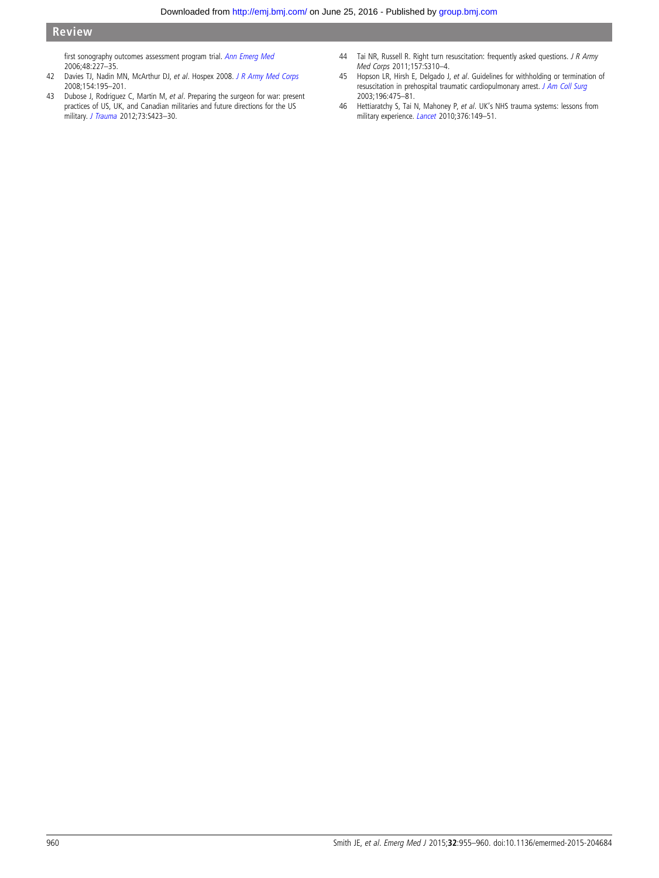first sonography outcomes assessment program trial. *Ann Emerg Med* 2006;48:227–35.

42 Davies TJ, Nadin MN, McArthur DJ, *et al*. Hospex 2008. *J R Army Med Corps* 2008;154:195–201.

43 Dubose J, Rodriguez C, Martin M, *et al*. Preparing the surgeon for war: present practices of US, UK, and Canadian militaries and future directions for the US military. *J Trauma* 2012;73:S423–30.

44 Tai NR, Russell R. Right turn resuscitation: frequently asked questions. *J R Army Med Corps* 2011;157:S310–4.

45 Hopson LR, Hirsh E, Delgado J, *et al*. Guidelines for withholding or termination of resuscitation in prehospital traumatic cardiopulmonary arrest. *J Am Coll Surg* 2003;196:475–81.

46 Hettiaratchy S, Tai N, Mahoney P, *et al*. UK's NHS trauma systems: lessons from military experience. *Lancet* 2010;376:149–51.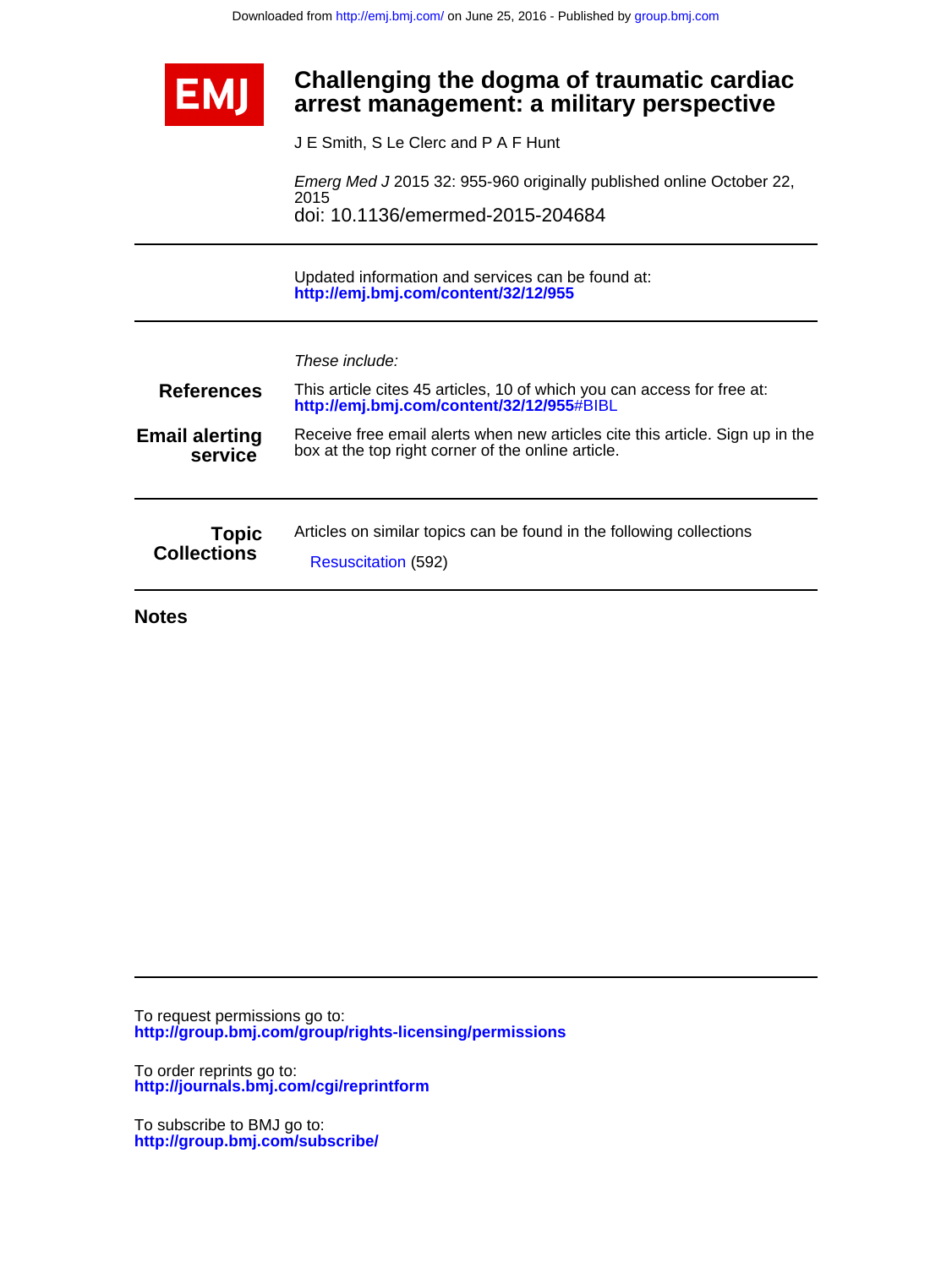Downloaded from http://emj.bmj.com/ on June 25, 2016 - Published by group.bmj.com

EMJ

# Challenging the dogma of traumatic cardiac arrest management: a military perspective

J E Smith, S Le Clerc and P A F Hunt

*Emerg Med J* 2015 32: 955-960 originally published online October 22, 2015
doi: 10.1136/emermed-2015-204684

Updated information and services can be found at:
**http://emj.bmj.com/content/32/12/955**

*These include:*

**References**

This article cites 45 articles, 10 of which you can access for free at:
**http://emj.bmj.com/content/32/12/955**#BIBL

**Email alerting service**

Receive free email alerts when new articles cite this article. Sign up in the box at the top right corner of the online article.

**Topic Collections**

Articles on similar topics can be found in the following collections

Resuscitation (592)

## Notes

To request permissions go to:
**http://group.bmj.com/group/rights-licensing/permissions**

To order reprints go to:
**http://journals.bmj.com/cgi/reprintform**

To subscribe to BMJ go to:
**http://group.bmj.com/subscribe/**